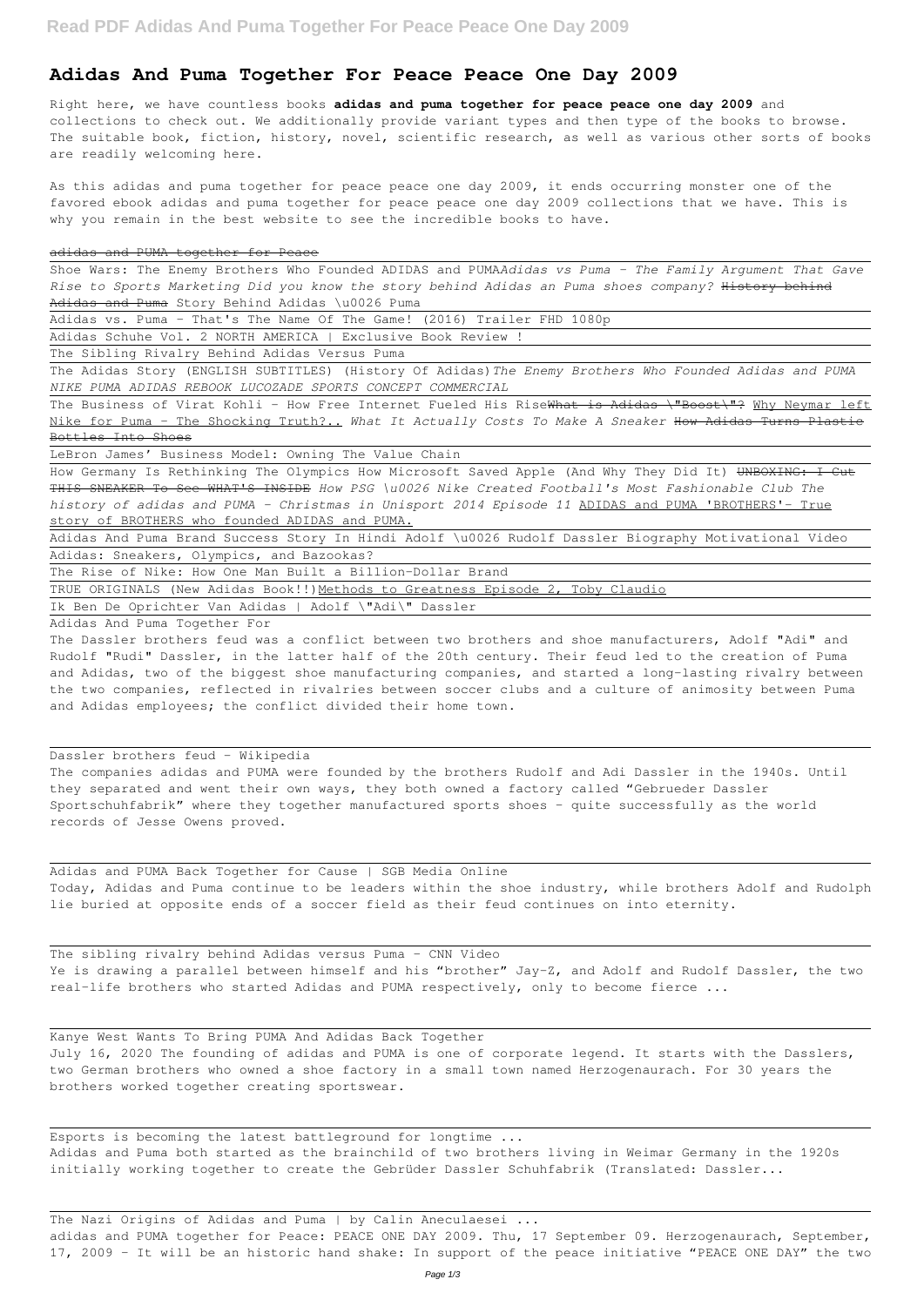# Adidas And Puma Together For Peace Peace One Day 2009

Right here, we have countless books **adidas and puma together for peace peace one day 2009** and collections to check out. We additionally provide variant types and then type of the books to browse. The suitable book, fiction, history, novel, scientific research, as well as various other sorts of books are readily welcoming here.

As this adidas and puma together for peace peace one day 2009, it ends occurring monster one of the favored ebook adidas and puma together for peace peace one day 2009 collections that we have. This is why you remain in the best website to see the incredible books to have.

adidas and PUMA together for Peace

Shoe Wars: The Enemy Brothers Who Founded ADIDAS and PUMA *Adidas vs Puma - The Family Argument That Gave Rise to Sports Marketing* *Did you know the story behind Adidas an Puma shoes company?* History behind Adidas and Puma Story Behind Adidas \u0026 Puma

Adidas vs. Puma - That's The Name Of The Game! (2016) Trailer FHD 1080p

Adidas Schuhe Vol. 2 NORTH AMERICA | Exclusive Book Review !

The Sibling Rivalry Behind Adidas Versus Puma

The Adidas Story (ENGLISH SUBTITLES) (History Of Adidas) *The Enemy Brothers Who Founded Adidas and PUMA* *NIKE PUMA ADIDAS REBOOK LUCOZADE SPORTS CONCEPT COMMERCIAL*

The Business of Virat Kohli - How Free Internet Fueled His Rise What is Adidas \"Boost\"? Why Neymar left Nike for Puma - The Shocking Truth?.. *What It Actually Costs To Make A Sneaker* How Adidas Turns Plastic Bottles Into Shoes

LeBron James' Business Model: Owning The Value Chain

How Germany Is Rethinking The Olympics How Microsoft Saved Apple (And Why They Did It) UNBOXING: I Cut THIS SNEAKER To See WHAT'S INSIDE *How PSG \u0026 Nike Created Football's Most Fashionable Club* *The history of adidas and PUMA - Christmas in Unisport 2014 Episode 11* ADIDAS and PUMA 'BROTHERS'- True story of BROTHERS who founded ADIDAS and PUMA.

Adidas And Puma Brand Success Story In Hindi Adolf \u0026 Rudolf Dassler Biography Motivational Video

Adidas: Sneakers, Olympics, and Bazookas?

The Rise of Nike: How One Man Built a Billion-Dollar Brand

TRUE ORIGINALS (New Adidas Book!!) Methods to Greatness Episode 2, Toby Claudio

Ik Ben De Oprichter Van Adidas | Adolf \"Adi\" Dassler

Adidas And Puma Together For

The Dassler brothers feud was a conflict between two brothers and shoe manufacturers, Adolf "Adi" and Rudolf "Rudi" Dassler, in the latter half of the 20th century. Their feud led to the creation of Puma and Adidas, two of the biggest shoe manufacturing companies, and started a long-lasting rivalry between the two companies, reflected in rivalries between soccer clubs and a culture of animosity between Puma and Adidas employees; the conflict divided their home town.

Dassler brothers feud - Wikipedia

The companies adidas and PUMA were founded by the brothers Rudolf and Adi Dassler in the 1940s. Until they separated and went their own ways, they both owned a factory called "Gebrueder Dassler Sportschuhfabrik" where they together manufactured sports shoes - quite successfully as the world records of Jesse Owens proved.

Adidas and PUMA Back Together for Cause | SGB Media Online

Today, Adidas and Puma continue to be leaders within the shoe industry, while brothers Adolf and Rudolph lie buried at opposite ends of a soccer field as their feud continues on into eternity.

The sibling rivalry behind Adidas versus Puma - CNN Video

Ye is drawing a parallel between himself and his "brother" Jay-Z, and Adolf and Rudolf Dassler, the two real-life brothers who started Adidas and PUMA respectively, only to become fierce ...

Kanye West Wants To Bring PUMA And Adidas Back Together

July 16, 2020 The founding of adidas and PUMA is one of corporate legend. It starts with the Dasslers, two German brothers who owned a shoe factory in a small town named Herzogenaurach. For 30 years the brothers worked together creating sportswear.

Esports is becoming the latest battleground for longtime ...

Adidas and Puma both started as the brainchild of two brothers living in Weimar Germany in the 1920s initially working together to create the Gebrüder Dassler Schuhfabrik (Translated: Dassler...

The Nazi Origins of Adidas and Puma | by Calin Aneculaesei ...

adidas and PUMA together for Peace: PEACE ONE DAY 2009. Thu, 17 September 09. Herzogenaurach, September, 17, 2009 - It will be an historic hand shake: In support of the peace initiative "PEACE ONE DAY" the two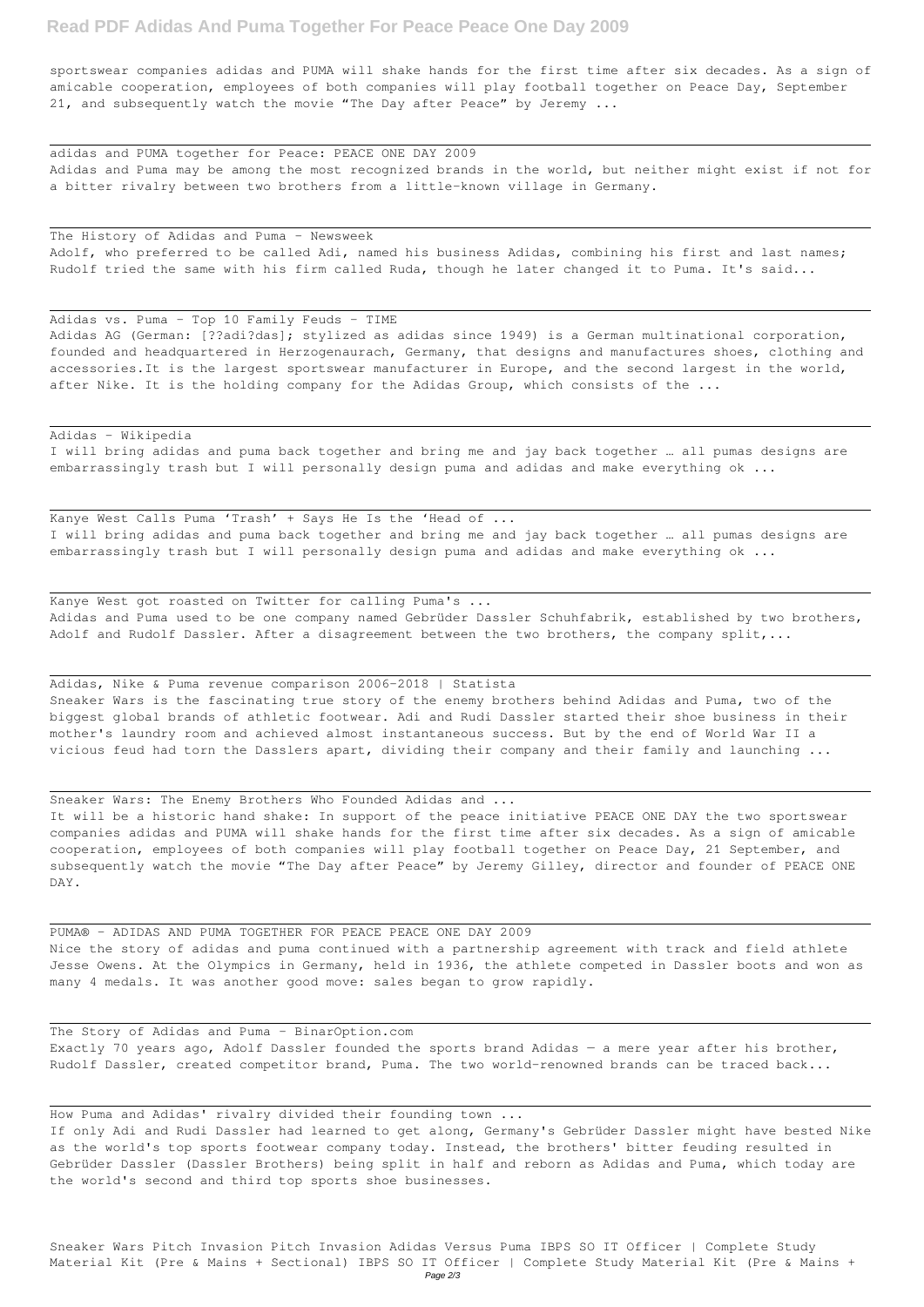sportswear companies adidas and PUMA will shake hands for the first time after six decades. As a sign of amicable cooperation, employees of both companies will play football together on Peace Day, September 21, and subsequently watch the movie "The Day after Peace" by Jeremy ...

adidas and PUMA together for Peace: PEACE ONE DAY 2009
Adidas and Puma may be among the most recognized brands in the world, but neither might exist if not for a bitter rivalry between two brothers from a little-known village in Germany.

The History of Adidas and Puma - Newsweek
Adolf, who preferred to be called Adi, named his business Adidas, combining his first and last names; Rudolf tried the same with his firm called Ruda, though he later changed it to Puma. It's said...

Adidas vs. Puma - Top 10 Family Feuds - TIME
Adidas AG (German: [??adi?das]; stylized as adidas since 1949) is a German multinational corporation, founded and headquartered in Herzogenaurach, Germany, that designs and manufactures shoes, clothing and accessories.It is the largest sportswear manufacturer in Europe, and the second largest in the world, after Nike. It is the holding company for the Adidas Group, which consists of the ...

Adidas - Wikipedia
I will bring adidas and puma back together and bring me and jay back together … all pumas designs are embarrassingly trash but I will personally design puma and adidas and make everything ok ...

Kanye West Calls Puma 'Trash' + Says He Is the 'Head of ...
I will bring adidas and puma back together and bring me and jay back together … all pumas designs are embarrassingly trash but I will personally design puma and adidas and make everything ok ...

Kanye West got roasted on Twitter for calling Puma's ...
Adidas and Puma used to be one company named Gebrüder Dassler Schuhfabrik, established by two brothers, Adolf and Rudolf Dassler. After a disagreement between the two brothers, the company split,...

Adidas, Nike & Puma revenue comparison 2006-2018 | Statista
Sneaker Wars is the fascinating true story of the enemy brothers behind Adidas and Puma, two of the biggest global brands of athletic footwear. Adi and Rudi Dassler started their shoe business in their mother's laundry room and achieved almost instantaneous success. But by the end of World War II a vicious feud had torn the Dasslers apart, dividing their company and their family and launching ...

Sneaker Wars: The Enemy Brothers Who Founded Adidas and ...
It will be a historic hand shake: In support of the peace initiative PEACE ONE DAY the two sportswear companies adidas and PUMA will shake hands for the first time after six decades. As a sign of amicable cooperation, employees of both companies will play football together on Peace Day, 21 September, and subsequently watch the movie "The Day after Peace" by Jeremy Gilley, director and founder of PEACE ONE DAY.

PUMA® - ADIDAS AND PUMA TOGETHER FOR PEACE PEACE ONE DAY 2009
Nice the story of adidas and puma continued with a partnership agreement with track and field athlete Jesse Owens. At the Olympics in Germany, held in 1936, the athlete competed in Dassler boots and won as many 4 medals. It was another good move: sales began to grow rapidly.

The Story of Adidas and Puma - BinarOption.com
Exactly 70 years ago, Adolf Dassler founded the sports brand Adidas — a mere year after his brother, Rudolf Dassler, created competitor brand, Puma. The two world-renowned brands can be traced back...

How Puma and Adidas' rivalry divided their founding town ...
If only Adi and Rudi Dassler had learned to get along, Germany's Gebrüder Dassler might have bested Nike as the world's top sports footwear company today. Instead, the brothers' bitter feuding resulted in Gebrüder Dassler (Dassler Brothers) being split in half and reborn as Adidas and Puma, which today are the world's second and third top sports shoe businesses.

Sneaker Wars Pitch Invasion Pitch Invasion Adidas Versus Puma IBPS SO IT Officer | Complete Study Material Kit (Pre & Mains + Sectional) IBPS SO IT Officer | Complete Study Material Kit (Pre & Mains +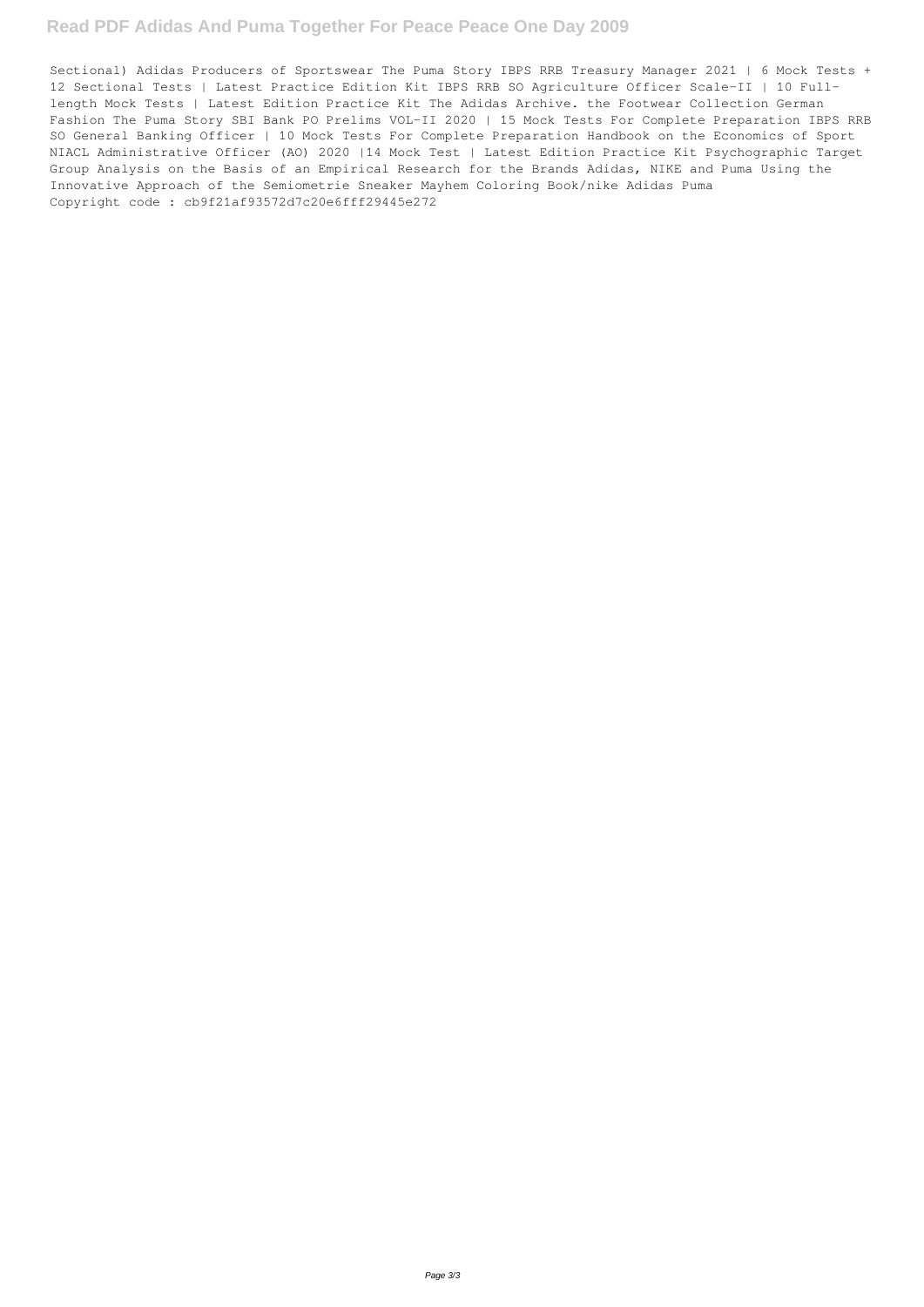Sectional) Adidas Producers of Sportswear The Puma Story IBPS RRB Treasury Manager 2021 | 6 Mock Tests + 12 Sectional Tests | Latest Practice Edition Kit IBPS RRB SO Agriculture Officer Scale-II | 10 Full-length Mock Tests | Latest Edition Practice Kit The Adidas Archive. the Footwear Collection German Fashion The Puma Story SBI Bank PO Prelims VOL-II 2020 | 15 Mock Tests For Complete Preparation IBPS RRB SO General Banking Officer | 10 Mock Tests For Complete Preparation Handbook on the Economics of Sport NIACL Administrative Officer (AO) 2020 |14 Mock Test | Latest Edition Practice Kit Psychographic Target Group Analysis on the Basis of an Empirical Research for the Brands Adidas, NIKE and Puma Using the Innovative Approach of the Semiometrie Sneaker Mayhem Coloring Book/nike Adidas Puma

Copyright code : cb9f21af93572d7c20e6fff29445e272